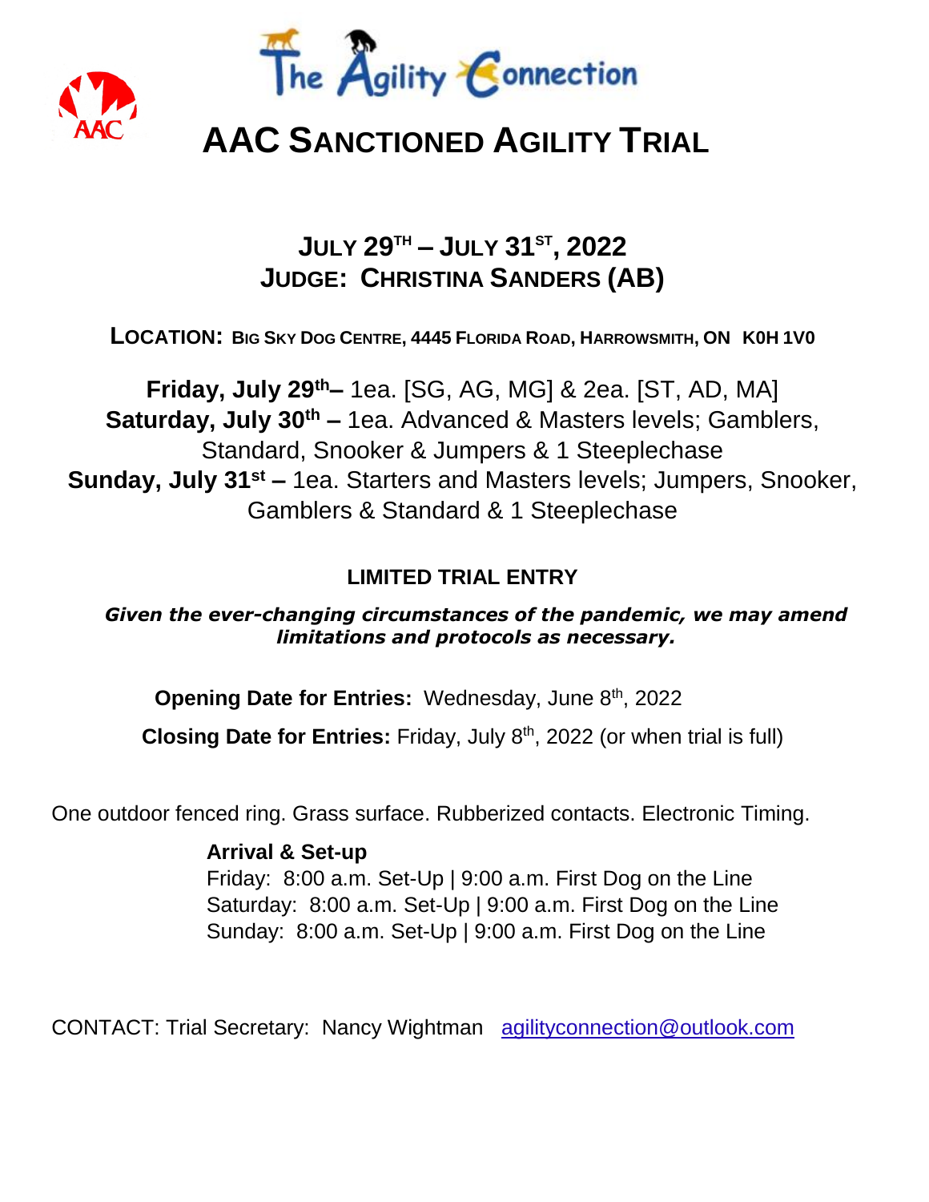The Agility Connection

# AAC SANCTIONED AGILITY TRIAL

## JULY 29TH – JULY 31ST, 2022
## JUDGE: CHRISTINA SANDERS (AB)

**LOCATION: BIG SKY DOG CENTRE, 4445 FLORIDA ROAD, HARROWSMITH, ON K0H 1V0**

**Friday, July 29th–** 1ea. [SG, AG, MG] & 2ea. [ST, AD, MA]
**Saturday, July 30th –** 1ea. Advanced & Masters levels; Gamblers, Standard, Snooker & Jumpers & 1 Steeplechase
**Sunday, July 31st –** 1ea. Starters and Masters levels; Jumpers, Snooker, Gamblers & Standard & 1 Steeplechase

**LIMITED TRIAL ENTRY**

***Given the ever-changing circumstances of the pandemic, we may amend limitations and protocols as necessary.***

**Opening Date for Entries:** Wednesday, June 8th, 2022

**Closing Date for Entries:** Friday, July 8th, 2022 (or when trial is full)

One outdoor fenced ring. Grass surface. Rubberized contacts. Electronic Timing.

**Arrival & Set-up**
Friday: 8:00 a.m. Set-Up | 9:00 a.m. First Dog on the Line
Saturday: 8:00 a.m. Set-Up | 9:00 a.m. First Dog on the Line
Sunday: 8:00 a.m. Set-Up | 9:00 a.m. First Dog on the Line

CONTACT: Trial Secretary: Nancy Wightman agilityconnection@outlook.com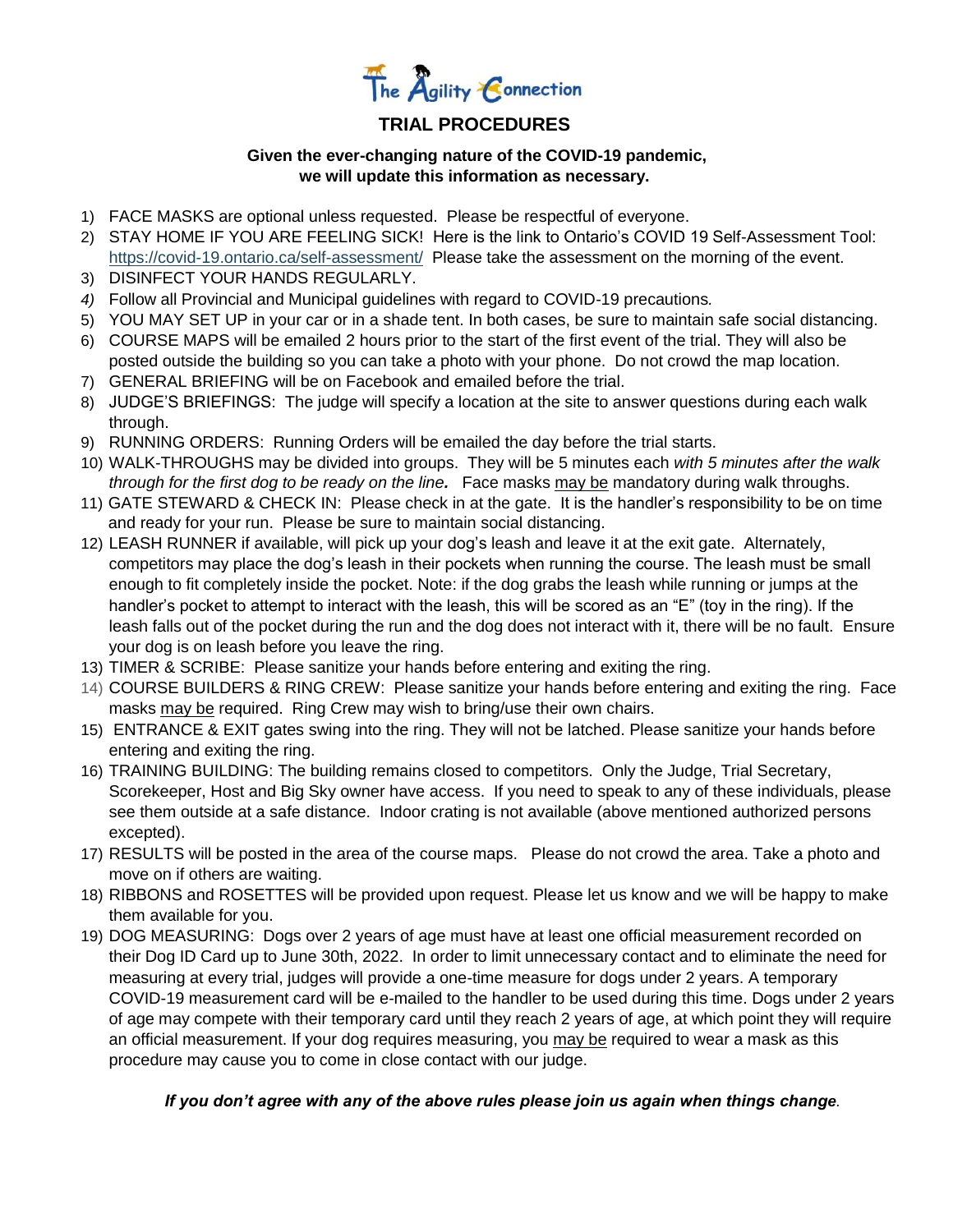The Agility Connection

# TRIAL PROCEDURES

**Given the ever-changing nature of the COVID-19 pandemic, we will update this information as necessary.**

1) FACE MASKS are optional unless requested. Please be respectful of everyone.
2) STAY HOME IF YOU ARE FEELING SICK! Here is the link to Ontario's COVID 19 Self-Assessment Tool: https://covid-19.ontario.ca/self-assessment/ Please take the assessment on the morning of the event.
3) DISINFECT YOUR HANDS REGULARLY.
4) Follow all Provincial and Municipal guidelines with regard to COVID-19 precautions.
5) YOU MAY SET UP in your car or in a shade tent. In both cases, be sure to maintain safe social distancing.
6) COURSE MAPS will be emailed 2 hours prior to the start of the first event of the trial. They will also be posted outside the building so you can take a photo with your phone. Do not crowd the map location.
7) GENERAL BRIEFING will be on Facebook and emailed before the trial.
8) JUDGE'S BRIEFINGS: The judge will specify a location at the site to answer questions during each walk through.
9) RUNNING ORDERS: Running Orders will be emailed the day before the trial starts.
10) WALK-THROUGHS may be divided into groups. They will be 5 minutes each *with 5 minutes after the walk through for the first dog to be ready on the line.* Face masks may be mandatory during walk throughs.
11) GATE STEWARD & CHECK IN: Please check in at the gate. It is the handler's responsibility to be on time and ready for your run. Please be sure to maintain social distancing.
12) LEASH RUNNER if available, will pick up your dog's leash and leave it at the exit gate. Alternately, competitors may place the dog's leash in their pockets when running the course. The leash must be small enough to fit completely inside the pocket. Note: if the dog grabs the leash while running or jumps at the handler's pocket to attempt to interact with the leash, this will be scored as an "E" (toy in the ring). If the leash falls out of the pocket during the run and the dog does not interact with it, there will be no fault. Ensure your dog is on leash before you leave the ring.
13) TIMER & SCRIBE: Please sanitize your hands before entering and exiting the ring.
14) COURSE BUILDERS & RING CREW: Please sanitize your hands before entering and exiting the ring. Face masks may be required. Ring Crew may wish to bring/use their own chairs.
15) ENTRANCE & EXIT gates swing into the ring. They will not be latched. Please sanitize your hands before entering and exiting the ring.
16) TRAINING BUILDING: The building remains closed to competitors. Only the Judge, Trial Secretary, Scorekeeper, Host and Big Sky owner have access. If you need to speak to any of these individuals, please see them outside at a safe distance. Indoor crating is not available (above mentioned authorized persons excepted).
17) RESULTS will be posted in the area of the course maps. Please do not crowd the area. Take a photo and move on if others are waiting.
18) RIBBONS and ROSETTES will be provided upon request. Please let us know and we will be happy to make them available for you.
19) DOG MEASURING: Dogs over 2 years of age must have at least one official measurement recorded on their Dog ID Card up to June 30th, 2022. In order to limit unnecessary contact and to eliminate the need for measuring at every trial, judges will provide a one-time measure for dogs under 2 years. A temporary COVID-19 measurement card will be e-mailed to the handler to be used during this time. Dogs under 2 years of age may compete with their temporary card until they reach 2 years of age, at which point they will require an official measurement. If your dog requires measuring, you may be required to wear a mask as this procedure may cause you to come in close contact with our judge.

***If you don't agree with any of the above rules please join us again when things change.***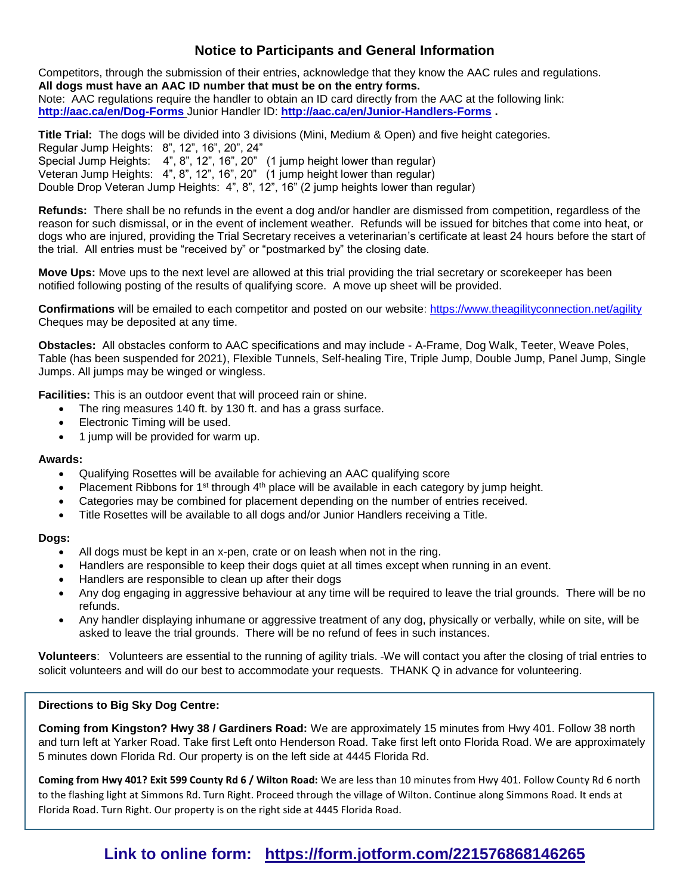## Notice to Participants and General Information

Competitors, through the submission of their entries, acknowledge that they know the AAC rules and regulations.
**All dogs must have an AAC ID number that must be on the entry forms.**
Note: AAC regulations require the handler to obtain an ID card directly from the AAC at the following link: **http://aac.ca/en/Dog-Forms** Junior Handler ID: **http://aac.ca/en/Junior-Handlers-Forms .**

**Title Trial:** The dogs will be divided into 3 divisions (Mini, Medium & Open) and five height categories.
Regular Jump Heights: 8", 12", 16", 20", 24"
Special Jump Heights: 4", 8", 12", 16", 20" (1 jump height lower than regular)
Veteran Jump Heights: 4", 8", 12", 16", 20" (1 jump height lower than regular)
Double Drop Veteran Jump Heights: 4", 8", 12", 16" (2 jump heights lower than regular)

**Refunds:** There shall be no refunds in the event a dog and/or handler are dismissed from competition, regardless of the reason for such dismissal, or in the event of inclement weather. Refunds will be issued for bitches that come into heat, or dogs who are injured, providing the Trial Secretary receives a veterinarian's certificate at least 24 hours before the start of the trial. All entries must be "received by" or "postmarked by" the closing date.

**Move Ups:** Move ups to the next level are allowed at this trial providing the trial secretary or scorekeeper has been notified following posting of the results of qualifying score. A move up sheet will be provided.

**Confirmations** will be emailed to each competitor and posted on our website: https://www.theagilityconnection.net/agility
Cheques may be deposited at any time.

**Obstacles:** All obstacles conform to AAC specifications and may include - A-Frame, Dog Walk, Teeter, Weave Poles, Table (has been suspended for 2021), Flexible Tunnels, Self-healing Tire, Triple Jump, Double Jump, Panel Jump, Single Jumps. All jumps may be winged or wingless.

**Facilities:** This is an outdoor event that will proceed rain or shine.

- The ring measures 140 ft. by 130 ft. and has a grass surface.
- Electronic Timing will be used.
- 1 jump will be provided for warm up.

**Awards:**

- Qualifying Rosettes will be available for achieving an AAC qualifying score
- Placement Ribbons for 1st through 4th place will be available in each category by jump height.
- Categories may be combined for placement depending on the number of entries received.
- Title Rosettes will be available to all dogs and/or Junior Handlers receiving a Title.

**Dogs:**

- All dogs must be kept in an x-pen, crate or on leash when not in the ring.
- Handlers are responsible to keep their dogs quiet at all times except when running in an event.
- Handlers are responsible to clean up after their dogs
- Any dog engaging in aggressive behaviour at any time will be required to leave the trial grounds. There will be no refunds.
- Any handler displaying inhumane or aggressive treatment of any dog, physically or verbally, while on site, will be asked to leave the trial grounds. There will be no refund of fees in such instances.

**Volunteers**: Volunteers are essential to the running of agility trials. We will contact you after the closing of trial entries to solicit volunteers and will do our best to accommodate your requests. THANK Q in advance for volunteering.

**Directions to Big Sky Dog Centre:**

**Coming from Kingston? Hwy 38 / Gardiners Road:** We are approximately 15 minutes from Hwy 401. Follow 38 north and turn left at Yarker Road. Take first Left onto Henderson Road. Take first left onto Florida Road. We are approximately 5 minutes down Florida Rd. Our property is on the left side at 4445 Florida Rd.

**Coming from Hwy 401? Exit 599 County Rd 6 / Wilton Road:** We are less than 10 minutes from Hwy 401. Follow County Rd 6 north to the flashing light at Simmons Rd. Turn Right. Proceed through the village of Wilton. Continue along Simmons Road. It ends at Florida Road. Turn Right. Our property is on the right side at 4445 Florida Road.

## Link to online form: https://form.jotform.com/221576868146265